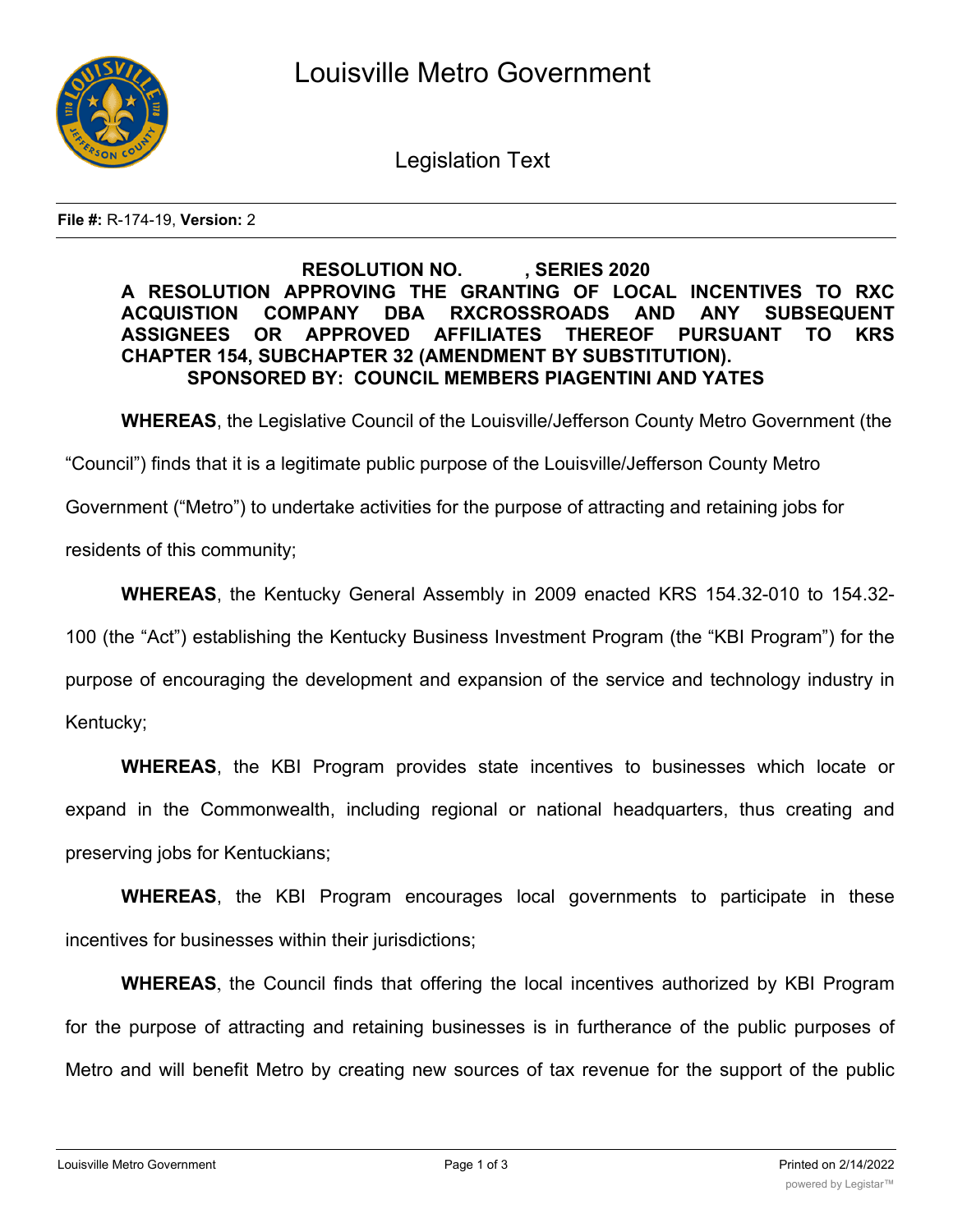# Louisville Metro Government

## Legislation Text

**File #:** R-174-19, **Version:** 2

**RESOLUTION NO. , SERIES 2020**

**A RESOLUTION APPROVING THE GRANTING OF LOCAL INCENTIVES TO RXC ACQUISTION COMPANY DBA RXCROSSROADS AND ANY SUBSEQUENT ASSIGNEES OR APPROVED AFFILIATES THEREOF PURSUANT TO KRS CHAPTER 154, SUBCHAPTER 32 (AMENDMENT BY SUBSTITUTION).**

**SPONSORED BY: COUNCIL MEMBERS PIAGENTINI AND YATES**

**WHEREAS**, the Legislative Council of the Louisville/Jefferson County Metro Government (the "Council") finds that it is a legitimate public purpose of the Louisville/Jefferson County Metro Government ("Metro") to undertake activities for the purpose of attracting and retaining jobs for residents of this community;

**WHEREAS**, the Kentucky General Assembly in 2009 enacted KRS 154.32-010 to 154.32-100 (the "Act") establishing the Kentucky Business Investment Program (the "KBI Program") for the purpose of encouraging the development and expansion of the service and technology industry in Kentucky;

**WHEREAS**, the KBI Program provides state incentives to businesses which locate or expand in the Commonwealth, including regional or national headquarters, thus creating and preserving jobs for Kentuckians;

**WHEREAS**, the KBI Program encourages local governments to participate in these incentives for businesses within their jurisdictions;

**WHEREAS**, the Council finds that offering the local incentives authorized by KBI Program for the purpose of attracting and retaining businesses is in furtherance of the public purposes of Metro and will benefit Metro by creating new sources of tax revenue for the support of the public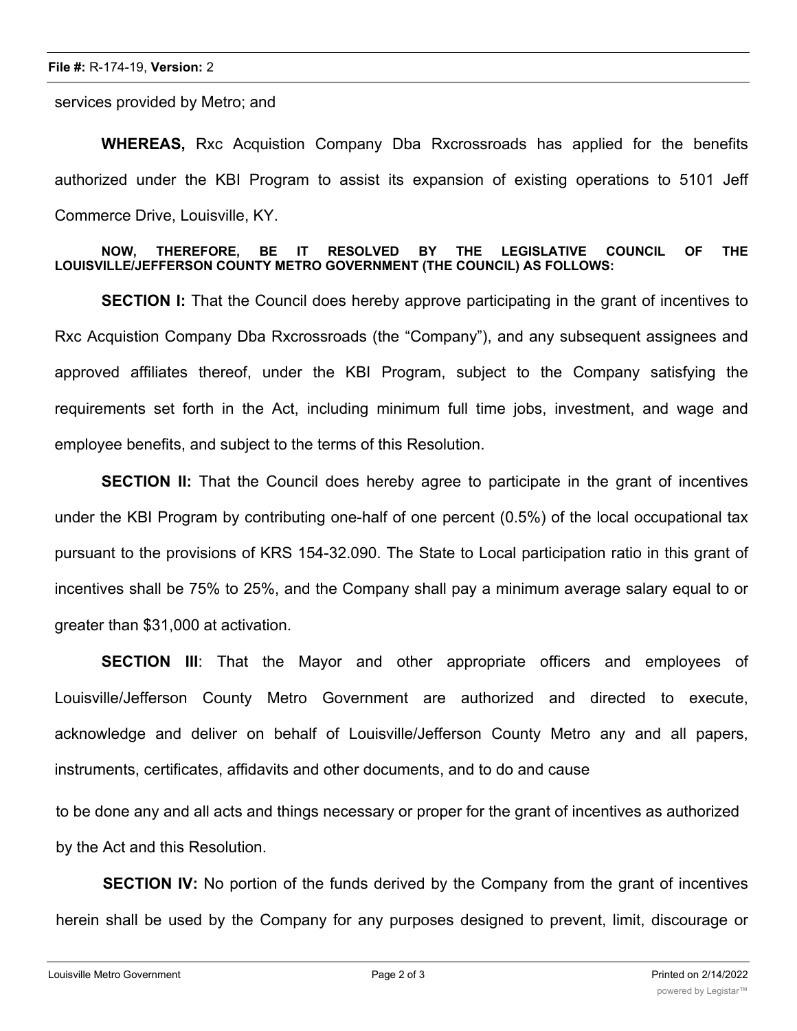services provided by Metro; and

**WHEREAS,** Rxc Acquistion Company Dba Rxcrossroads has applied for the benefits authorized under the KBI Program to assist its expansion of existing operations to 5101 Jeff Commerce Drive, Louisville, KY.

**NOW, THEREFORE, BE IT RESOLVED BY THE LEGISLATIVE COUNCIL OF THE LOUISVILLE/JEFFERSON COUNTY METRO GOVERNMENT (THE COUNCIL) AS FOLLOWS:**

**SECTION I:** That the Council does hereby approve participating in the grant of incentives to Rxc Acquistion Company Dba Rxcrossroads (the "Company"), and any subsequent assignees and approved affiliates thereof, under the KBI Program, subject to the Company satisfying the requirements set forth in the Act, including minimum full time jobs, investment, and wage and employee benefits, and subject to the terms of this Resolution.

**SECTION II:** That the Council does hereby agree to participate in the grant of incentives under the KBI Program by contributing one-half of one percent (0.5%) of the local occupational tax pursuant to the provisions of KRS 154-32.090. The State to Local participation ratio in this grant of incentives shall be 75% to 25%, and the Company shall pay a minimum average salary equal to or greater than $31,000 at activation.

**SECTION III**: That the Mayor and other appropriate officers and employees of Louisville/Jefferson County Metro Government are authorized and directed to execute, acknowledge and deliver on behalf of Louisville/Jefferson County Metro any and all papers, instruments, certificates, affidavits and other documents, and to do and cause to be done any and all acts and things necessary or proper for the grant of incentives as authorized by the Act and this Resolution.

**SECTION IV:** No portion of the funds derived by the Company from the grant of incentives herein shall be used by the Company for any purposes designed to prevent, limit, discourage or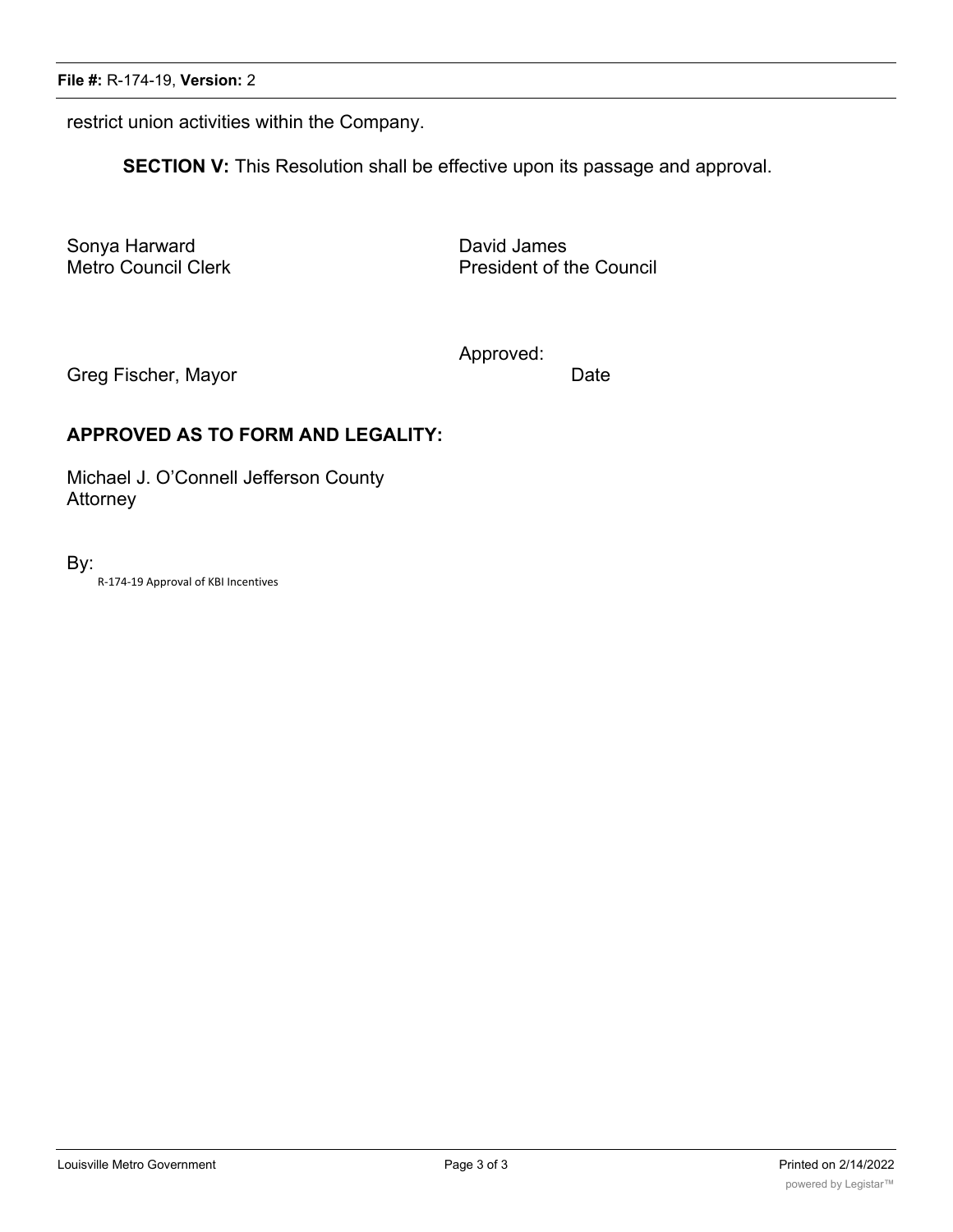restrict union activities within the Company.

**SECTION V:** This Resolution shall be effective upon its passage and approval.

Sonya Harward
Metro Council Clerk

David James
President of the Council

Greg Fischer, Mayor

Approved:
Date

**APPROVED AS TO FORM AND LEGALITY:**

Michael J. O'Connell Jefferson County Attorney

By:

R-174-19 Approval of KBI Incentives